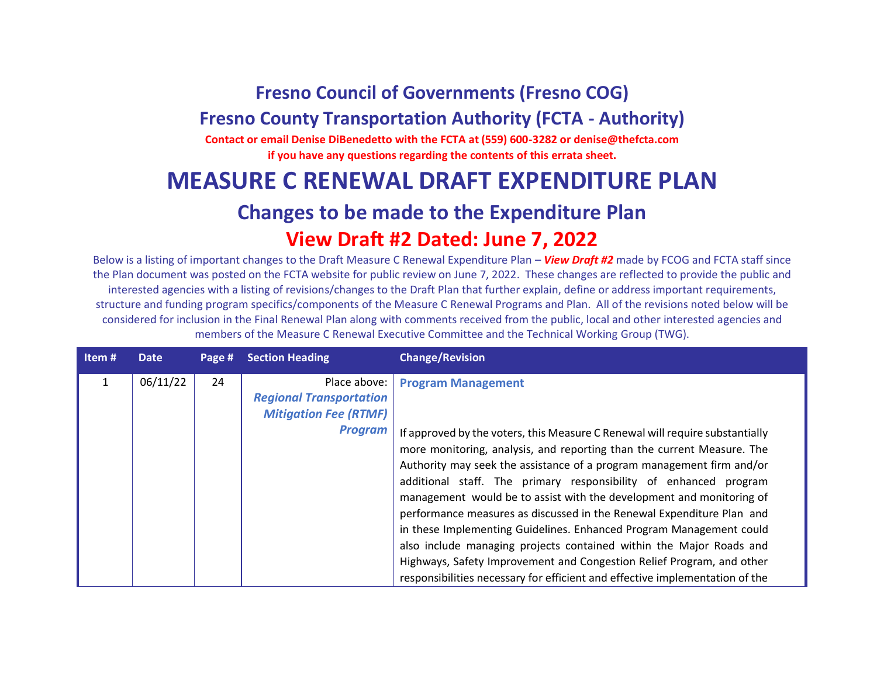# Fresno Council of Governments (Fresno COG)

## Fresno County Transportation Authority (FCTA - Authority)

**Contact or email Denise DiBenedetto with the FCTA at (559) 600-3282 or denise@thefcta.com**
**if you have any questions regarding the contents of this errata sheet.**

# MEASURE C RENEWAL DRAFT EXPENDITURE PLAN

## Changes to be made to the Expenditure Plan

## View Draft #2 Dated: June 7, 2022

Below is a listing of important changes to the Draft Measure C Renewal Expenditure Plan – ***View Draft #2*** made by FCOG and FCTA staff since the Plan document was posted on the FCTA website for public review on June 7, 2022. These changes are reflected to provide the public and interested agencies with a listing of revisions/changes to the Draft Plan that further explain, define or address important requirements, structure and funding program specifics/components of the Measure C Renewal Programs and Plan. All of the revisions noted below will be considered for inclusion in the Final Renewal Plan along with comments received from the public, local and other interested agencies and members of the Measure C Renewal Executive Committee and the Technical Working Group (TWG).

| Item # | Date | Page # | Section Heading | Change/Revision |
|---|---|---|---|---|
| 1 | 06/11/22 | 24 | Place above: ***Regional Transportation Mitigation Fee (RTMF) Program*** | **Program Management**<br><br>If approved by the voters, this Measure C Renewal will require substantially more monitoring, analysis, and reporting than the current Measure. The Authority may seek the assistance of a program management firm and/or additional staff. The primary responsibility of enhanced program management would be to assist with the development and monitoring of performance measures as discussed in the Renewal Expenditure Plan and in these Implementing Guidelines. Enhanced Program Management could also include managing projects contained within the Major Roads and Highways, Safety Improvement and Congestion Relief Program, and other responsibilities necessary for efficient and effective implementation of the |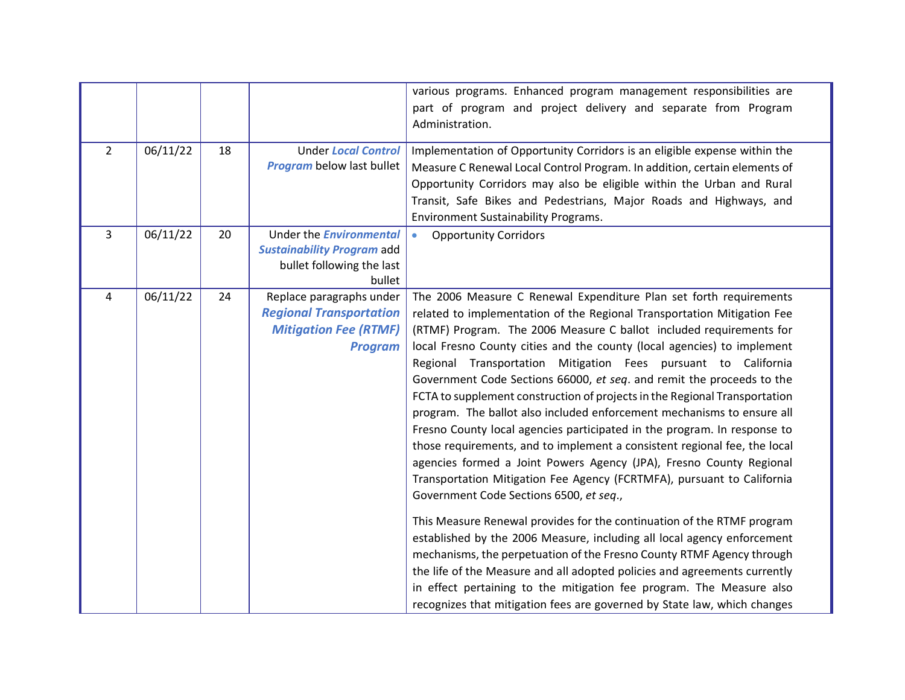| | | | | |
|---|---|---|---|---|
| | | | | various programs. Enhanced program management responsibilities are part of program and project delivery and separate from Program Administration. |
| 2 | 06/11/22 | 18 | Under ***Local Control Program*** below last bullet | Implementation of Opportunity Corridors is an eligible expense within the Measure C Renewal Local Control Program. In addition, certain elements of Opportunity Corridors may also be eligible within the Urban and Rural Transit, Safe Bikes and Pedestrians, Major Roads and Highways, and Environment Sustainability Programs. |
| 3 | 06/11/22 | 20 | Under the ***Environmental Sustainability Program*** add bullet following the last bullet | • Opportunity Corridors |
| 4 | 06/11/22 | 24 | Replace paragraphs under ***Regional Transportation Mitigation Fee (RTMF) Program*** | The 2006 Measure C Renewal Expenditure Plan set forth requirements related to implementation of the Regional Transportation Mitigation Fee (RTMF) Program. The 2006 Measure C ballot included requirements for local Fresno County cities and the county (local agencies) to implement Regional Transportation Mitigation Fees pursuant to California Government Code Sections 66000, *et seq*. and remit the proceeds to the FCTA to supplement construction of projects in the Regional Transportation program. The ballot also included enforcement mechanisms to ensure all Fresno County local agencies participated in the program. In response to those requirements, and to implement a consistent regional fee, the local agencies formed a Joint Powers Agency (JPA), Fresno County Regional Transportation Mitigation Fee Agency (FCRTMFA), pursuant to California Government Code Sections 6500, *et seq*.,<br><br>This Measure Renewal provides for the continuation of the RTMF program established by the 2006 Measure, including all local agency enforcement mechanisms, the perpetuation of the Fresno County RTMF Agency through the life of the Measure and all adopted policies and agreements currently in effect pertaining to the mitigation fee program. The Measure also recognizes that mitigation fees are governed by State law, which changes |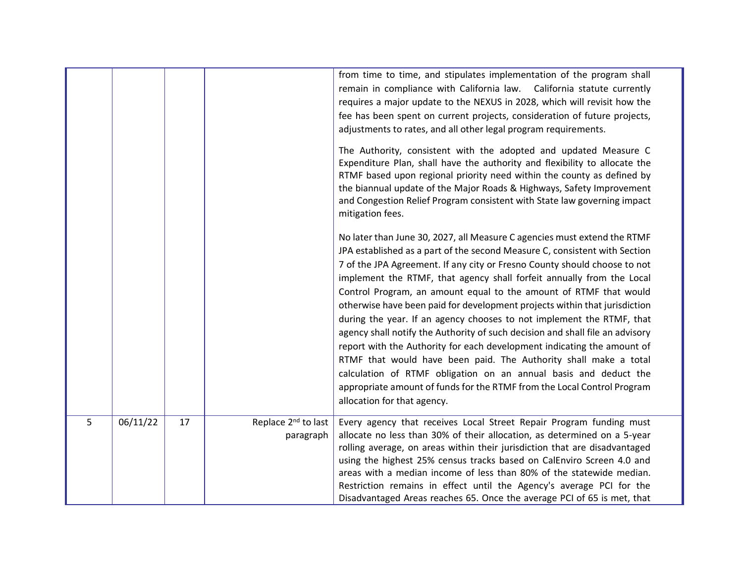| | | | | |
|---|---|---|---|---|
| | | | | from time to time, and stipulates implementation of the program shall remain in compliance with California law. California statute currently requires a major update to the NEXUS in 2028, which will revisit how the fee has been spent on current projects, consideration of future projects, adjustments to rates, and all other legal program requirements.<br><br>The Authority, consistent with the adopted and updated Measure C Expenditure Plan, shall have the authority and flexibility to allocate the RTMF based upon regional priority need within the county as defined by the biannual update of the Major Roads & Highways, Safety Improvement and Congestion Relief Program consistent with State law governing impact mitigation fees.<br><br>No later than June 30, 2027, all Measure C agencies must extend the RTMF JPA established as a part of the second Measure C, consistent with Section 7 of the JPA Agreement. If any city or Fresno County should choose to not implement the RTMF, that agency shall forfeit annually from the Local Control Program, an amount equal to the amount of RTMF that would otherwise have been paid for development projects within that jurisdiction during the year. If an agency chooses to not implement the RTMF, that agency shall notify the Authority of such decision and shall file an advisory report with the Authority for each development indicating the amount of RTMF that would have been paid. The Authority shall make a total calculation of RTMF obligation on an annual basis and deduct the appropriate amount of funds for the RTMF from the Local Control Program allocation for that agency. |
| 5 | 06/11/22 | 17 | Replace 2nd to last paragraph | Every agency that receives Local Street Repair Program funding must allocate no less than 30% of their allocation, as determined on a 5-year rolling average, on areas within their jurisdiction that are disadvantaged using the highest 25% census tracks based on CalEnviro Screen 4.0 and areas with a median income of less than 80% of the statewide median. Restriction remains in effect until the Agency's average PCI for the Disadvantaged Areas reaches 65. Once the average PCI of 65 is met, that |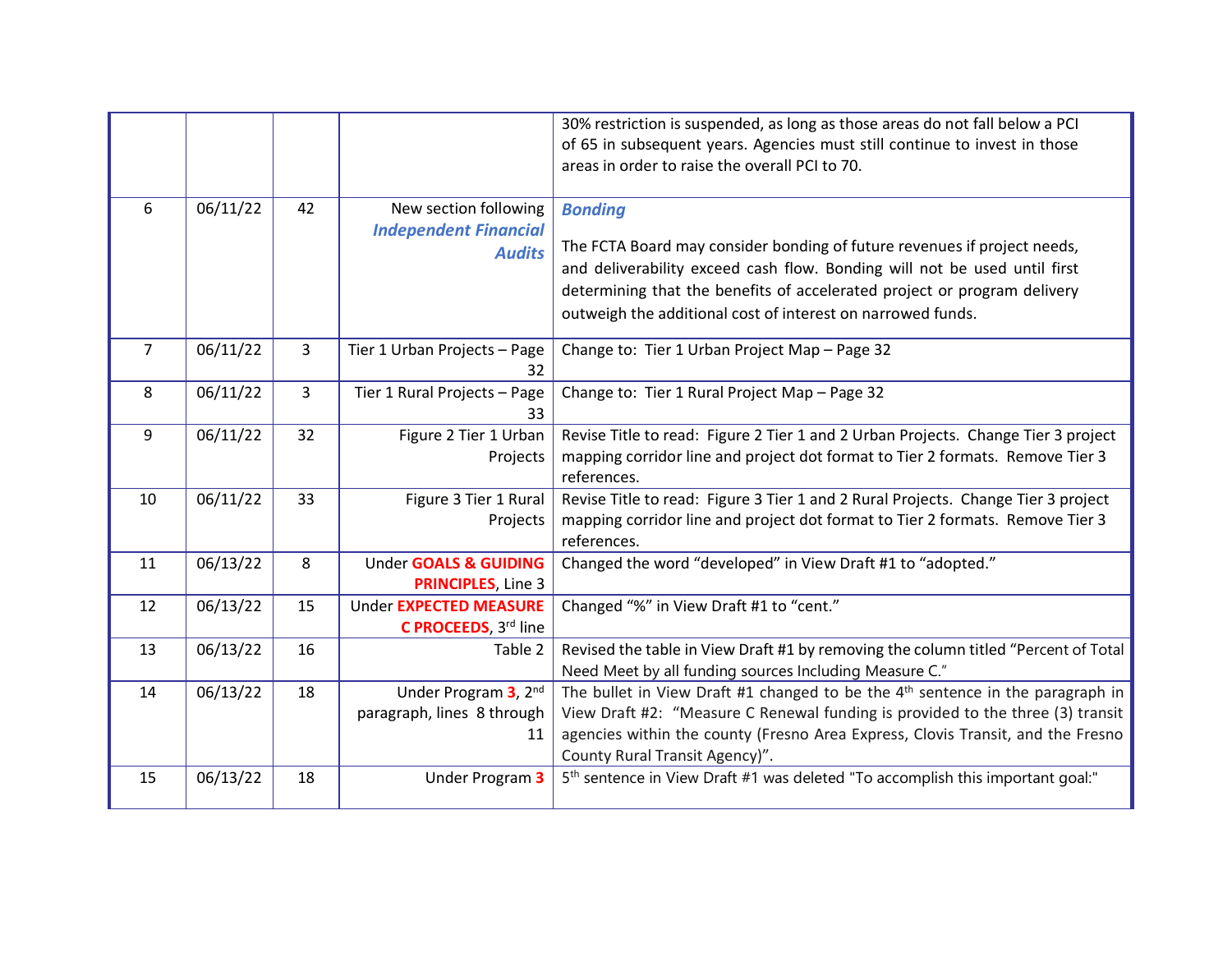| | | | | |
|---|---|---|---|---|
| | | | | 30% restriction is suspended, as long as those areas do not fall below a PCI of 65 in subsequent years. Agencies must still continue to invest in those areas in order to raise the overall PCI to 70. |
| 6 | 06/11/22 | 42 | New section following ***Independent Financial Audits*** | ***Bonding*** <br><br> The FCTA Board may consider bonding of future revenues if project needs, and deliverability exceed cash flow. Bonding will not be used until first determining that the benefits of accelerated project or program delivery outweigh the additional cost of interest on narrowed funds. |
| 7 | 06/11/22 | 3 | Tier 1 Urban Projects – Page 32 | Change to: Tier 1 Urban Project Map – Page 32 |
| 8 | 06/11/22 | 3 | Tier 1 Rural Projects – Page 33 | Change to: Tier 1 Rural Project Map – Page 32 |
| 9 | 06/11/22 | 32 | Figure 2 Tier 1 Urban Projects | Revise Title to read: Figure 2 Tier 1 and 2 Urban Projects. Change Tier 3 project mapping corridor line and project dot format to Tier 2 formats. Remove Tier 3 references. |
| 10 | 06/11/22 | 33 | Figure 3 Tier 1 Rural Projects | Revise Title to read: Figure 3 Tier 1 and 2 Rural Projects. Change Tier 3 project mapping corridor line and project dot format to Tier 2 formats. Remove Tier 3 references. |
| 11 | 06/13/22 | 8 | Under **GOALS & GUIDING PRINCIPLES**, Line 3 | Changed the word "developed" in View Draft #1 to "adopted." |
| 12 | 06/13/22 | 15 | Under **EXPECTED MEASURE C PROCEEDS**, 3rd line | Changed "%" in View Draft #1 to "cent." |
| 13 | 06/13/22 | 16 | Table 2 | Revised the table in View Draft #1 by removing the column titled "Percent of Total Need Meet by all funding sources Including Measure C." |
| 14 | 06/13/22 | 18 | Under Program **3**, 2nd paragraph, lines 8 through 11 | The bullet in View Draft #1 changed to be the 4th sentence in the paragraph in View Draft #2: "Measure C Renewal funding is provided to the three (3) transit agencies within the county (Fresno Area Express, Clovis Transit, and the Fresno County Rural Transit Agency)". |
| 15 | 06/13/22 | 18 | Under Program **3** | 5th sentence in View Draft #1 was deleted "To accomplish this important goal:" |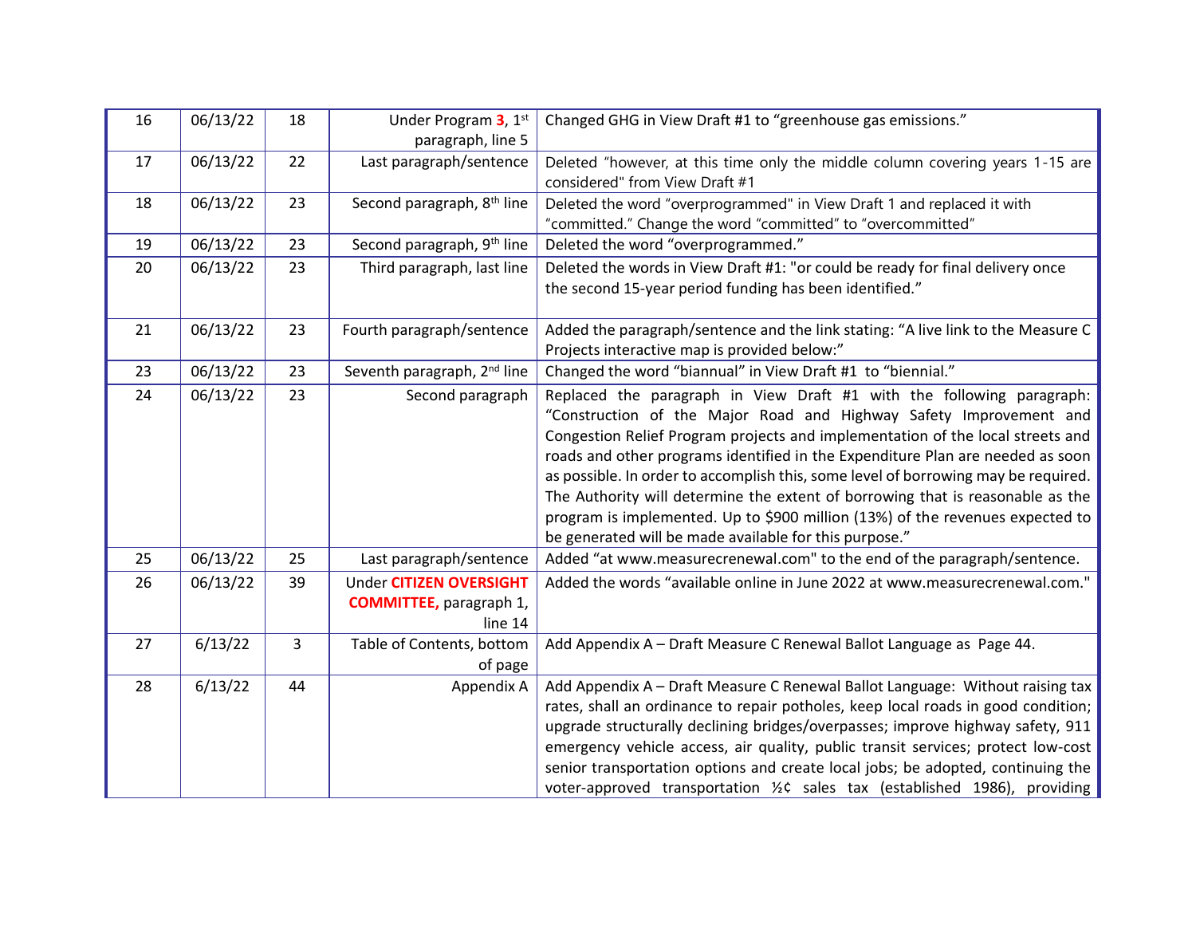| 16 | 06/13/22 | 18 | Under Program **3**, 1st paragraph, line 5 | Changed GHG in View Draft #1 to "greenhouse gas emissions." |
|---|---|---|---|---|
| 17 | 06/13/22 | 22 | Last paragraph/sentence | Deleted "however, at this time only the middle column covering years 1-15 are considered" from View Draft #1 |
| 18 | 06/13/22 | 23 | Second paragraph, 8th line | Deleted the word "overprogrammed" in View Draft 1 and replaced it with "committed." Change the word "committed" to "overcommitted" |
| 19 | 06/13/22 | 23 | Second paragraph, 9th line | Deleted the word "overprogrammed." |
| 20 | 06/13/22 | 23 | Third paragraph, last line | Deleted the words in View Draft #1: "or could be ready for final delivery once the second 15-year period funding has been identified." |
| 21 | 06/13/22 | 23 | Fourth paragraph/sentence | Added the paragraph/sentence and the link stating: "A live link to the Measure C Projects interactive map is provided below:" |
| 23 | 06/13/22 | 23 | Seventh paragraph, 2nd line | Changed the word "biannual" in View Draft #1 to "biennial." |
| 24 | 06/13/22 | 23 | Second paragraph | Replaced the paragraph in View Draft #1 with the following paragraph: "Construction of the Major Road and Highway Safety Improvement and Congestion Relief Program projects and implementation of the local streets and roads and other programs identified in the Expenditure Plan are needed as soon as possible. In order to accomplish this, some level of borrowing may be required. The Authority will determine the extent of borrowing that is reasonable as the program is implemented. Up to $900 million (13%) of the revenues expected to be generated will be made available for this purpose." |
| 25 | 06/13/22 | 25 | Last paragraph/sentence | Added "at www.measurecrenewal.com" to the end of the paragraph/sentence. |
| 26 | 06/13/22 | 39 | Under **CITIZEN OVERSIGHT COMMITTEE,** paragraph 1, line 14 | Added the words "available online in June 2022 at www.measurecrenewal.com." |
| 27 | 6/13/22 | 3 | Table of Contents, bottom of page | Add Appendix A – Draft Measure C Renewal Ballot Language as Page 44. |
| 28 | 6/13/22 | 44 | Appendix A | Add Appendix A – Draft Measure C Renewal Ballot Language: Without raising tax rates, shall an ordinance to repair potholes, keep local roads in good condition; upgrade structurally declining bridges/overpasses; improve highway safety, 911 emergency vehicle access, air quality, public transit services; protect low-cost senior transportation options and create local jobs; be adopted, continuing the voter-approved transportation ½¢ sales tax (established 1986), providing |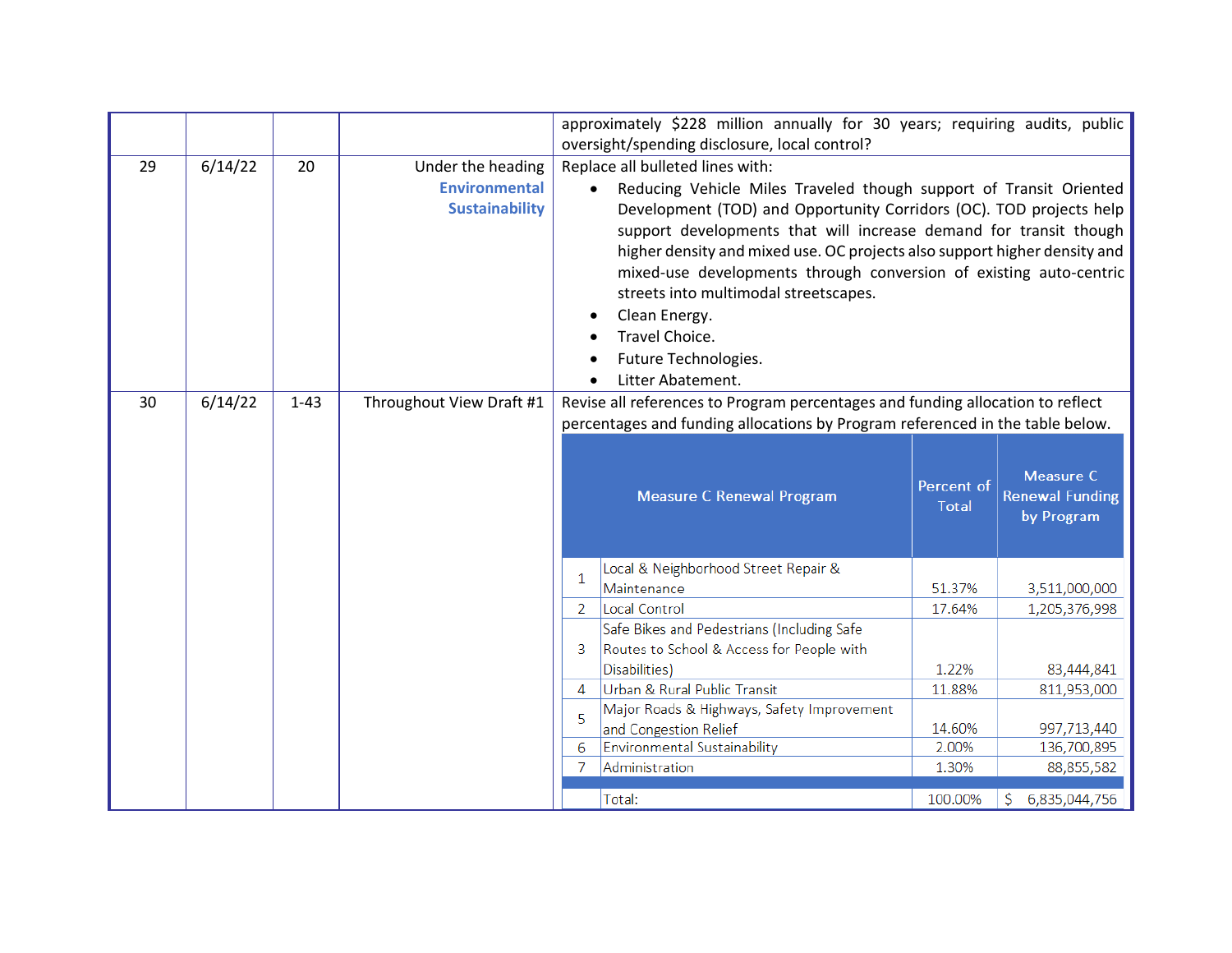| | | | | |
|---|---|---|---|---|
| | | | | approximately $228 million annually for 30 years; requiring audits, public oversight/spending disclosure, local control? |
| 29 | 6/14/22 | 20 | Under the heading **Environmental Sustainability** | Replace all bulleted lines with:<br>• Reducing Vehicle Miles Traveled though support of Transit Oriented Development (TOD) and Opportunity Corridors (OC). TOD projects help support developments that will increase demand for transit though higher density and mixed use. OC projects also support higher density and mixed-use developments through conversion of existing auto-centric streets into multimodal streetscapes.<br>• Clean Energy.<br>• Travel Choice.<br>• Future Technologies.<br>• Litter Abatement. |
| 30 | 6/14/22 | 1-43 | Throughout View Draft #1 | Revise all references to Program percentages and funding allocation to reflect percentages and funding allocations by Program referenced in the table below. |

| | Measure C Renewal Program | Percent of Total | Measure C Renewal Funding by Program |
|---|---|---|---|
| 1 | Local & Neighborhood Street Repair & Maintenance | 51.37% | 3,511,000,000 |
| 2 | Local Control | 17.64% | 1,205,376,998 |
| 3 | Safe Bikes and Pedestrians (Including Safe Routes to School & Access for People with Disabilities) | 1.22% | 83,444,841 |
| 4 | Urban & Rural Public Transit | 11.88% | 811,953,000 |
| 5 | Major Roads & Highways, Safety Improvement and Congestion Relief | 14.60% | 997,713,440 |
| 6 | Environmental Sustainability | 2.00% | 136,700,895 |
| 7 | Administration | 1.30% | 88,855,582 |
| | Total: | 100.00% | $ 6,835,044,756 |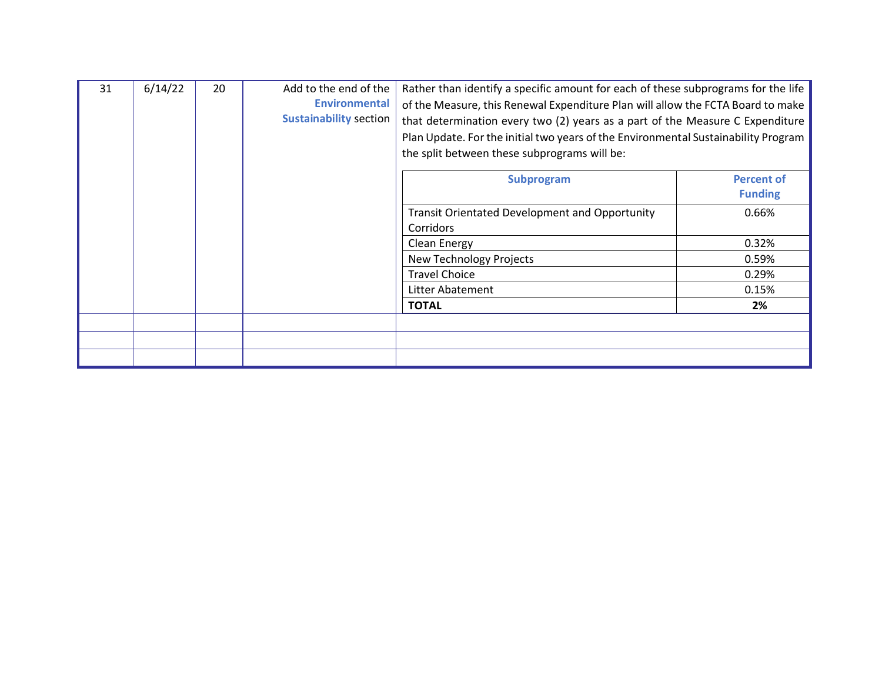| | | | | |
|---|---|---|---|---|
| 31 | 6/14/22 | 20 | Add to the end of the **Environmental Sustainability** section | Rather than identify a specific amount for each of these subprograms for the life of the Measure, this Renewal Expenditure Plan will allow the FCTA Board to make that determination every two (2) years as a part of the Measure C Expenditure Plan Update. For the initial two years of the Environmental Sustainability Program the split between these subprograms will be: |
| | | | | |
| | | | | |
| | | | | |

| Subprogram | Percent of Funding |
|---|---|
| Transit Orientated Development and Opportunity Corridors | 0.66% |
| Clean Energy | 0.32% |
| New Technology Projects | 0.59% |
| Travel Choice | 0.29% |
| Litter Abatement | 0.15% |
| **TOTAL** | **2%** |